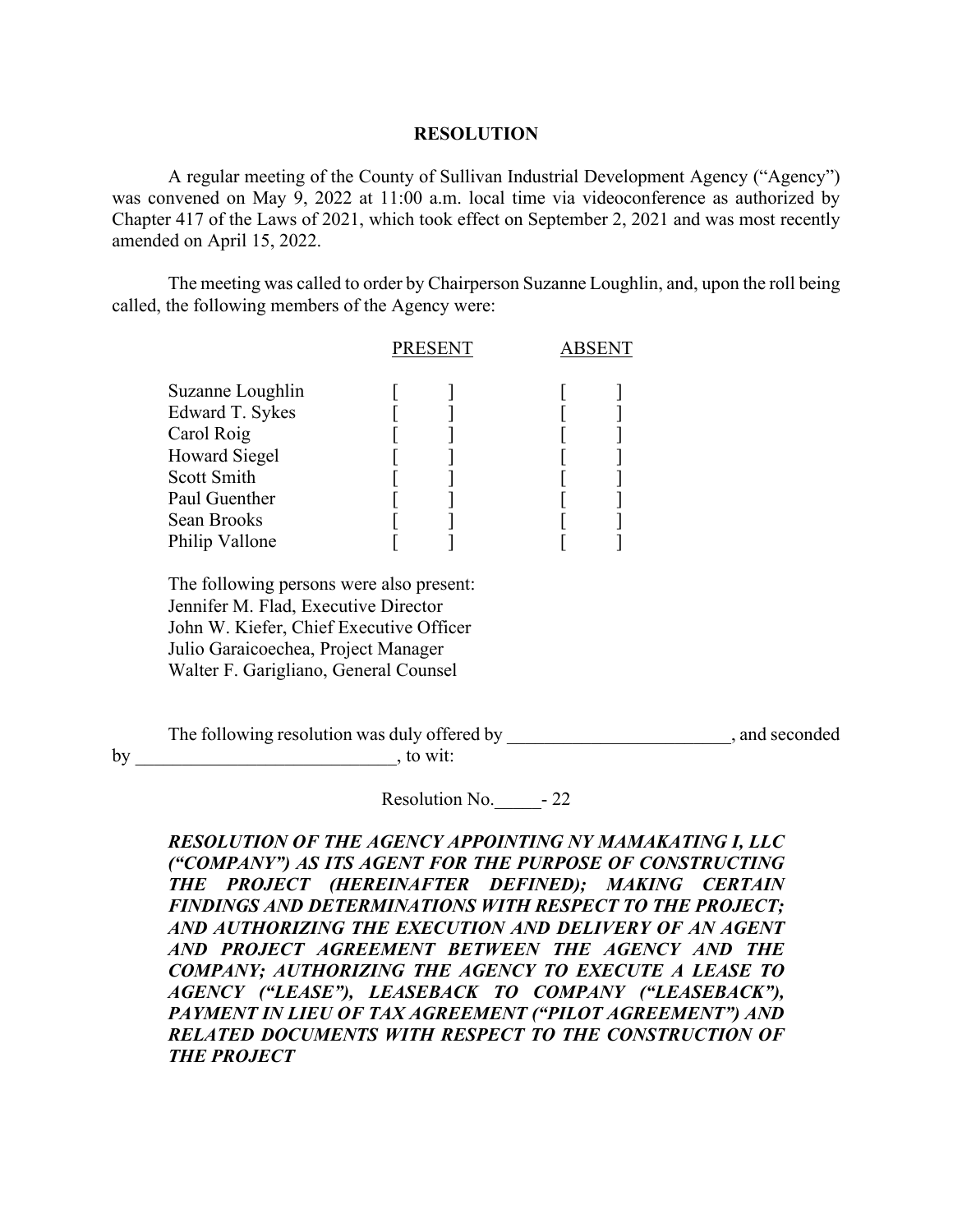# RESOLUTION

A regular meeting of the County of Sullivan Industrial Development Agency ("Agency") was convened on May 9, 2022 at 11:00 a.m. local time via videoconference as authorized by Chapter 417 of the Laws of 2021, which took effect on September 2, 2021 and was most recently amended on April 15, 2022.

The meeting was called to order by Chairperson Suzanne Loughlin, and, upon the roll being called, the following members of the Agency were:

| | PRESENT | ABSENT |
|---|---|---|
| Suzanne Loughlin | [ ] | [ ] |
| Edward T. Sykes | [ ] | [ ] |
| Carol Roig | [ ] | [ ] |
| Howard Siegel | [ ] | [ ] |
| Scott Smith | [ ] | [ ] |
| Paul Guenther | [ ] | [ ] |
| Sean Brooks | [ ] | [ ] |
| Philip Vallone | [ ] | [ ] |

The following persons were also present:
Jennifer M. Flad, Executive Director
John W. Kiefer, Chief Executive Officer
Julio Garaicoechea, Project Manager
Walter F. Garigliano, General Counsel

The following resolution was duly offered by ________________________, and seconded by ____________________________, to wit:

Resolution No.\_\_\_\_\_- 22

***RESOLUTION OF THE AGENCY APPOINTING NY MAMAKATING I, LLC ("COMPANY") AS ITS AGENT FOR THE PURPOSE OF CONSTRUCTING THE PROJECT (HEREINAFTER DEFINED); MAKING CERTAIN FINDINGS AND DETERMINATIONS WITH RESPECT TO THE PROJECT; AND AUTHORIZING THE EXECUTION AND DELIVERY OF AN AGENT AND PROJECT AGREEMENT BETWEEN THE AGENCY AND THE COMPANY; AUTHORIZING THE AGENCY TO EXECUTE A LEASE TO AGENCY ("LEASE"), LEASEBACK TO COMPANY ("LEASEBACK"), PAYMENT IN LIEU OF TAX AGREEMENT ("PILOT AGREEMENT") AND RELATED DOCUMENTS WITH RESPECT TO THE CONSTRUCTION OF THE PROJECT***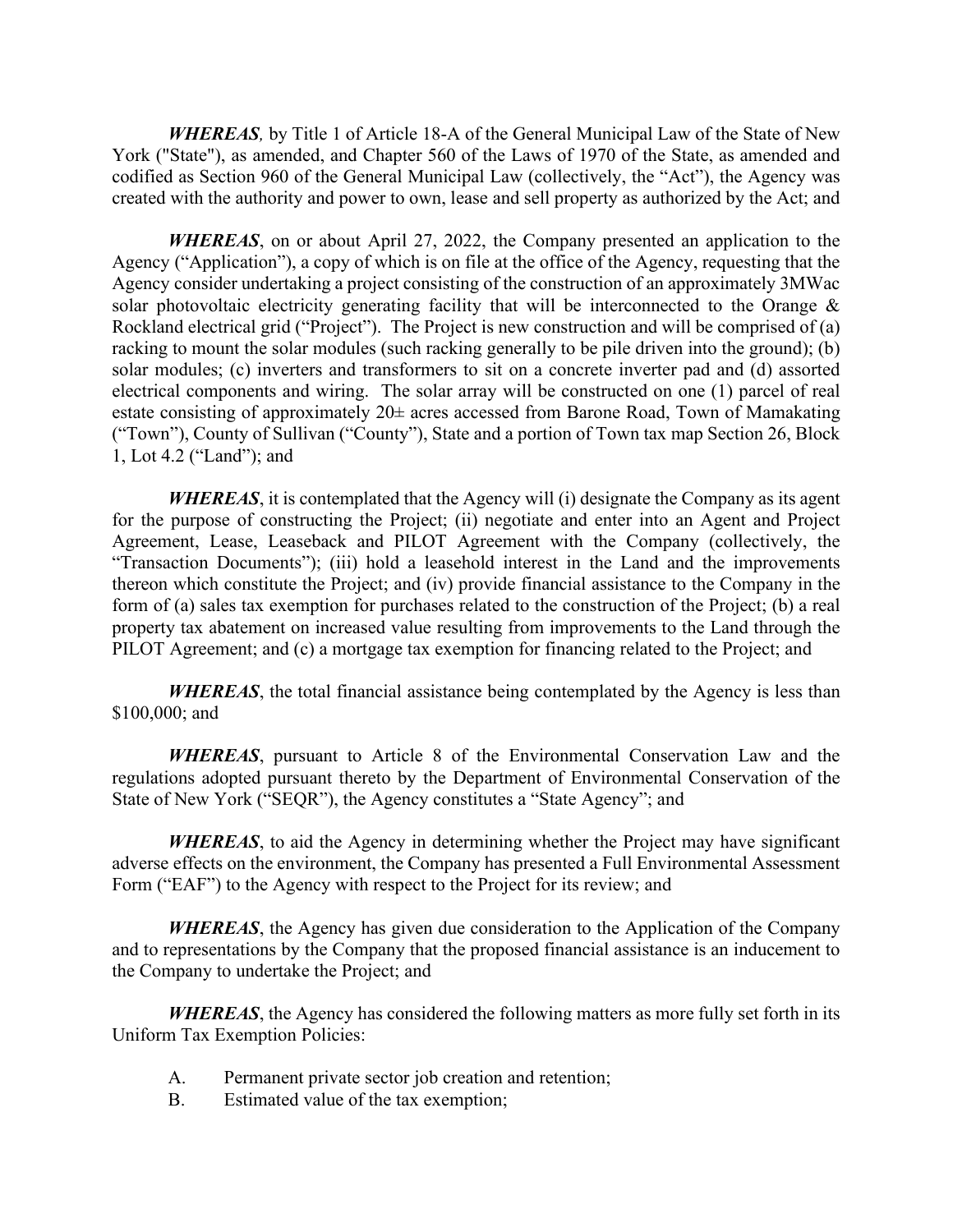***WHEREAS,*** by Title 1 of Article 18-A of the General Municipal Law of the State of New York ("State"), as amended, and Chapter 560 of the Laws of 1970 of the State, as amended and codified as Section 960 of the General Municipal Law (collectively, the "Act"), the Agency was created with the authority and power to own, lease and sell property as authorized by the Act; and

***WHEREAS***, on or about April 27, 2022, the Company presented an application to the Agency ("Application"), a copy of which is on file at the office of the Agency, requesting that the Agency consider undertaking a project consisting of the construction of an approximately 3MWac solar photovoltaic electricity generating facility that will be interconnected to the Orange & Rockland electrical grid ("Project"). The Project is new construction and will be comprised of (a) racking to mount the solar modules (such racking generally to be pile driven into the ground); (b) solar modules; (c) inverters and transformers to sit on a concrete inverter pad and (d) assorted electrical components and wiring. The solar array will be constructed on one (1) parcel of real estate consisting of approximately 20± acres accessed from Barone Road, Town of Mamakating ("Town"), County of Sullivan ("County"), State and a portion of Town tax map Section 26, Block 1, Lot 4.2 ("Land"); and

***WHEREAS***, it is contemplated that the Agency will (i) designate the Company as its agent for the purpose of constructing the Project; (ii) negotiate and enter into an Agent and Project Agreement, Lease, Leaseback and PILOT Agreement with the Company (collectively, the "Transaction Documents"); (iii) hold a leasehold interest in the Land and the improvements thereon which constitute the Project; and (iv) provide financial assistance to the Company in the form of (a) sales tax exemption for purchases related to the construction of the Project; (b) a real property tax abatement on increased value resulting from improvements to the Land through the PILOT Agreement; and (c) a mortgage tax exemption for financing related to the Project; and

***WHEREAS***, the total financial assistance being contemplated by the Agency is less than $100,000; and

***WHEREAS***, pursuant to Article 8 of the Environmental Conservation Law and the regulations adopted pursuant thereto by the Department of Environmental Conservation of the State of New York ("SEQR"), the Agency constitutes a "State Agency"; and

***WHEREAS***, to aid the Agency in determining whether the Project may have significant adverse effects on the environment, the Company has presented a Full Environmental Assessment Form ("EAF") to the Agency with respect to the Project for its review; and

***WHEREAS***, the Agency has given due consideration to the Application of the Company and to representations by the Company that the proposed financial assistance is an inducement to the Company to undertake the Project; and

***WHEREAS***, the Agency has considered the following matters as more fully set forth in its Uniform Tax Exemption Policies:

A. Permanent private sector job creation and retention;
B. Estimated value of the tax exemption;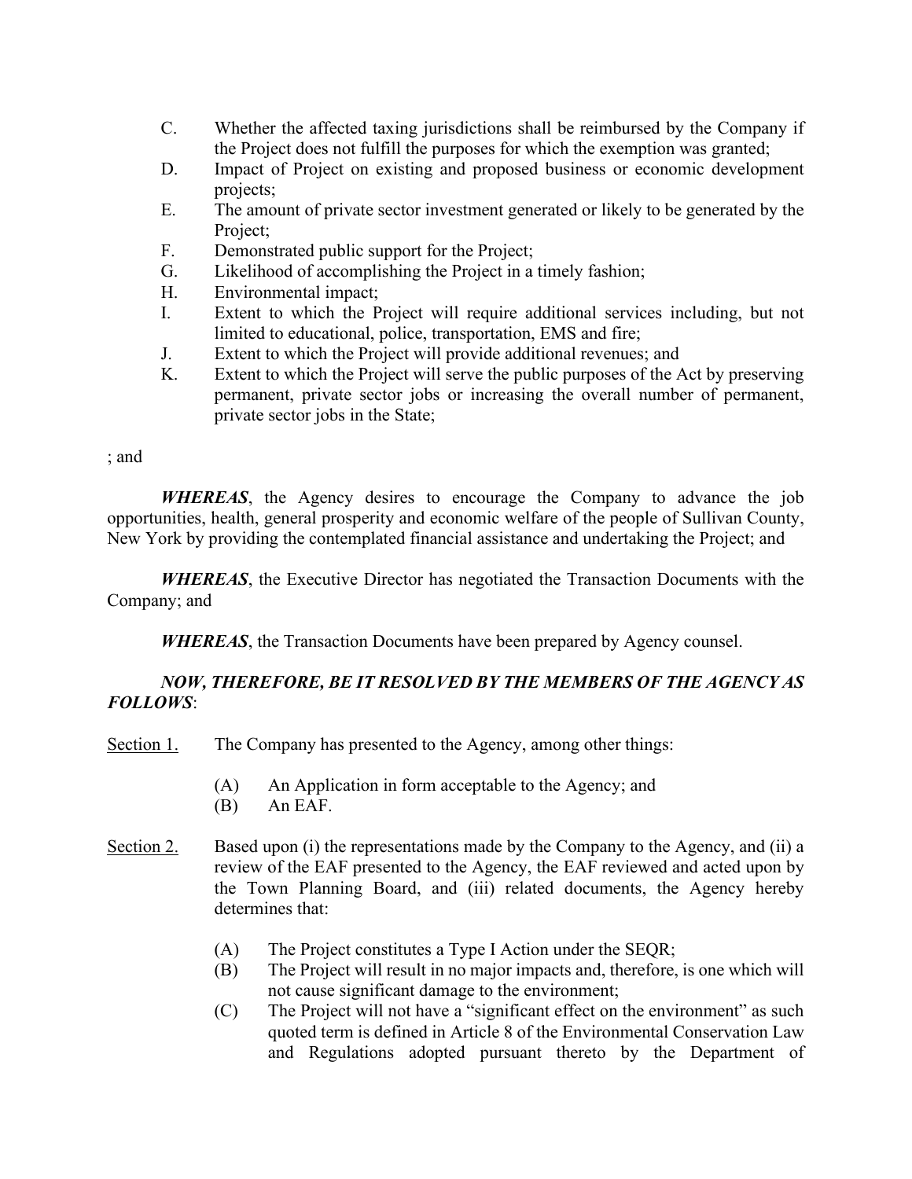C. Whether the affected taxing jurisdictions shall be reimbursed by the Company if the Project does not fulfill the purposes for which the exemption was granted;
D. Impact of Project on existing and proposed business or economic development projects;
E. The amount of private sector investment generated or likely to be generated by the Project;
F. Demonstrated public support for the Project;
G. Likelihood of accomplishing the Project in a timely fashion;
H. Environmental impact;
I. Extent to which the Project will require additional services including, but not limited to educational, police, transportation, EMS and fire;
J. Extent to which the Project will provide additional revenues; and
K. Extent to which the Project will serve the public purposes of the Act by preserving permanent, private sector jobs or increasing the overall number of permanent, private sector jobs in the State;

; and

***WHEREAS***, the Agency desires to encourage the Company to advance the job opportunities, health, general prosperity and economic welfare of the people of Sullivan County, New York by providing the contemplated financial assistance and undertaking the Project; and

***WHEREAS***, the Executive Director has negotiated the Transaction Documents with the Company; and

***WHEREAS***, the Transaction Documents have been prepared by Agency counsel.

***NOW, THEREFORE, BE IT RESOLVED BY THE MEMBERS OF THE AGENCY AS FOLLOWS***:

<u>Section 1.</u> The Company has presented to the Agency, among other things:

(A) An Application in form acceptable to the Agency; and
(B) An EAF.

<u>Section 2.</u> Based upon (i) the representations made by the Company to the Agency, and (ii) a review of the EAF presented to the Agency, the EAF reviewed and acted upon by the Town Planning Board, and (iii) related documents, the Agency hereby determines that:

(A) The Project constitutes a Type I Action under the SEQR;
(B) The Project will result in no major impacts and, therefore, is one which will not cause significant damage to the environment;
(C) The Project will not have a "significant effect on the environment" as such quoted term is defined in Article 8 of the Environmental Conservation Law and Regulations adopted pursuant thereto by the Department of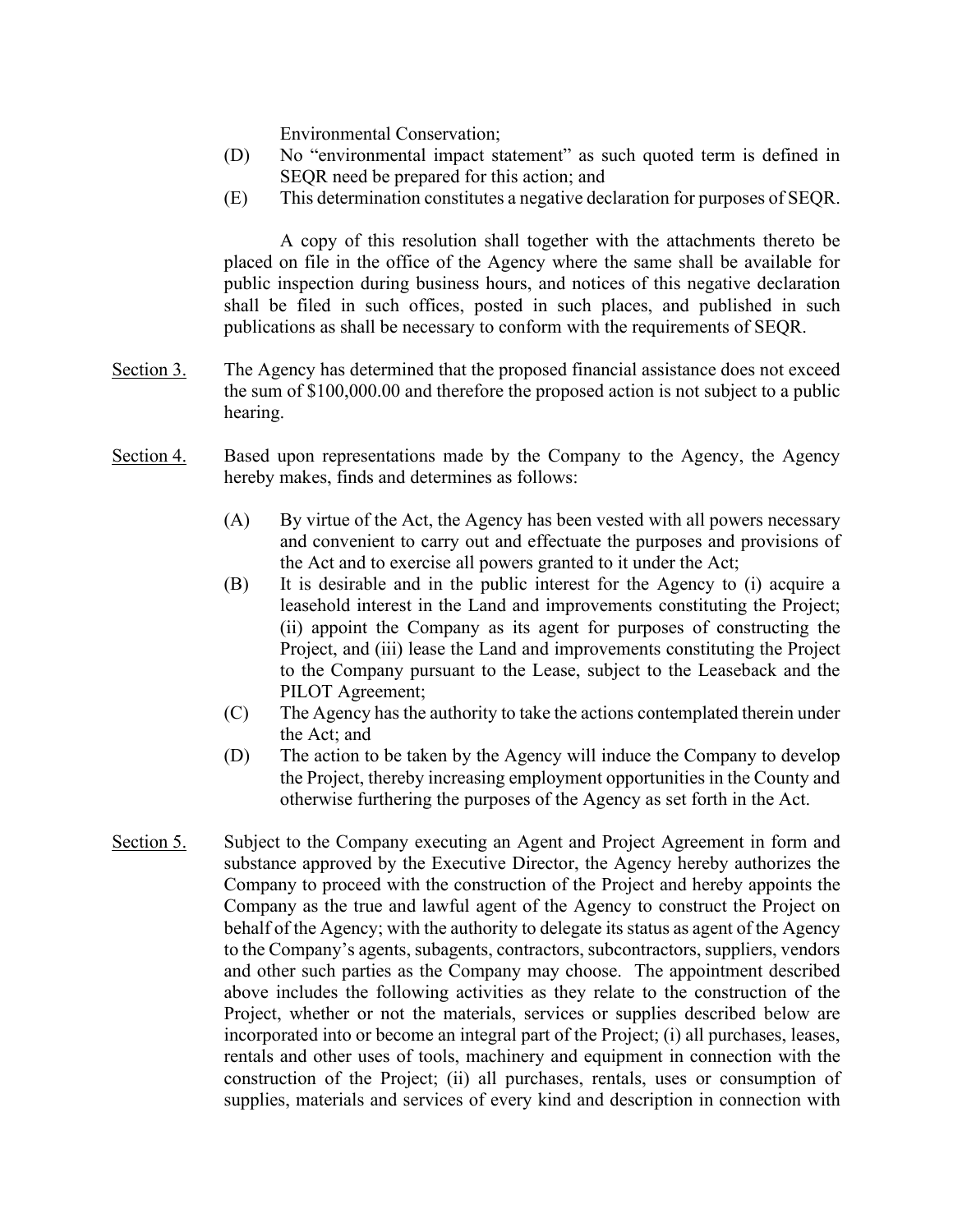Environmental Conservation;

(D) No “environmental impact statement” as such quoted term is defined in SEQR need be prepared for this action; and

(E) This determination constitutes a negative declaration for purposes of SEQR.

A copy of this resolution shall together with the attachments thereto be placed on file in the office of the Agency where the same shall be available for public inspection during business hours, and notices of this negative declaration shall be filed in such offices, posted in such places, and published in such publications as shall be necessary to conform with the requirements of SEQR.

Section 3. The Agency has determined that the proposed financial assistance does not exceed the sum of $100,000.00 and therefore the proposed action is not subject to a public hearing.

Section 4. Based upon representations made by the Company to the Agency, the Agency hereby makes, finds and determines as follows:

(A) By virtue of the Act, the Agency has been vested with all powers necessary and convenient to carry out and effectuate the purposes and provisions of the Act and to exercise all powers granted to it under the Act;

(B) It is desirable and in the public interest for the Agency to (i) acquire a leasehold interest in the Land and improvements constituting the Project; (ii) appoint the Company as its agent for purposes of constructing the Project, and (iii) lease the Land and improvements constituting the Project to the Company pursuant to the Lease, subject to the Leaseback and the PILOT Agreement;

(C) The Agency has the authority to take the actions contemplated therein under the Act; and

(D) The action to be taken by the Agency will induce the Company to develop the Project, thereby increasing employment opportunities in the County and otherwise furthering the purposes of the Agency as set forth in the Act.

Section 5. Subject to the Company executing an Agent and Project Agreement in form and substance approved by the Executive Director, the Agency hereby authorizes the Company to proceed with the construction of the Project and hereby appoints the Company as the true and lawful agent of the Agency to construct the Project on behalf of the Agency; with the authority to delegate its status as agent of the Agency to the Company’s agents, subagents, contractors, subcontractors, suppliers, vendors and other such parties as the Company may choose. The appointment described above includes the following activities as they relate to the construction of the Project, whether or not the materials, services or supplies described below are incorporated into or become an integral part of the Project; (i) all purchases, leases, rentals and other uses of tools, machinery and equipment in connection with the construction of the Project; (ii) all purchases, rentals, uses or consumption of supplies, materials and services of every kind and description in connection with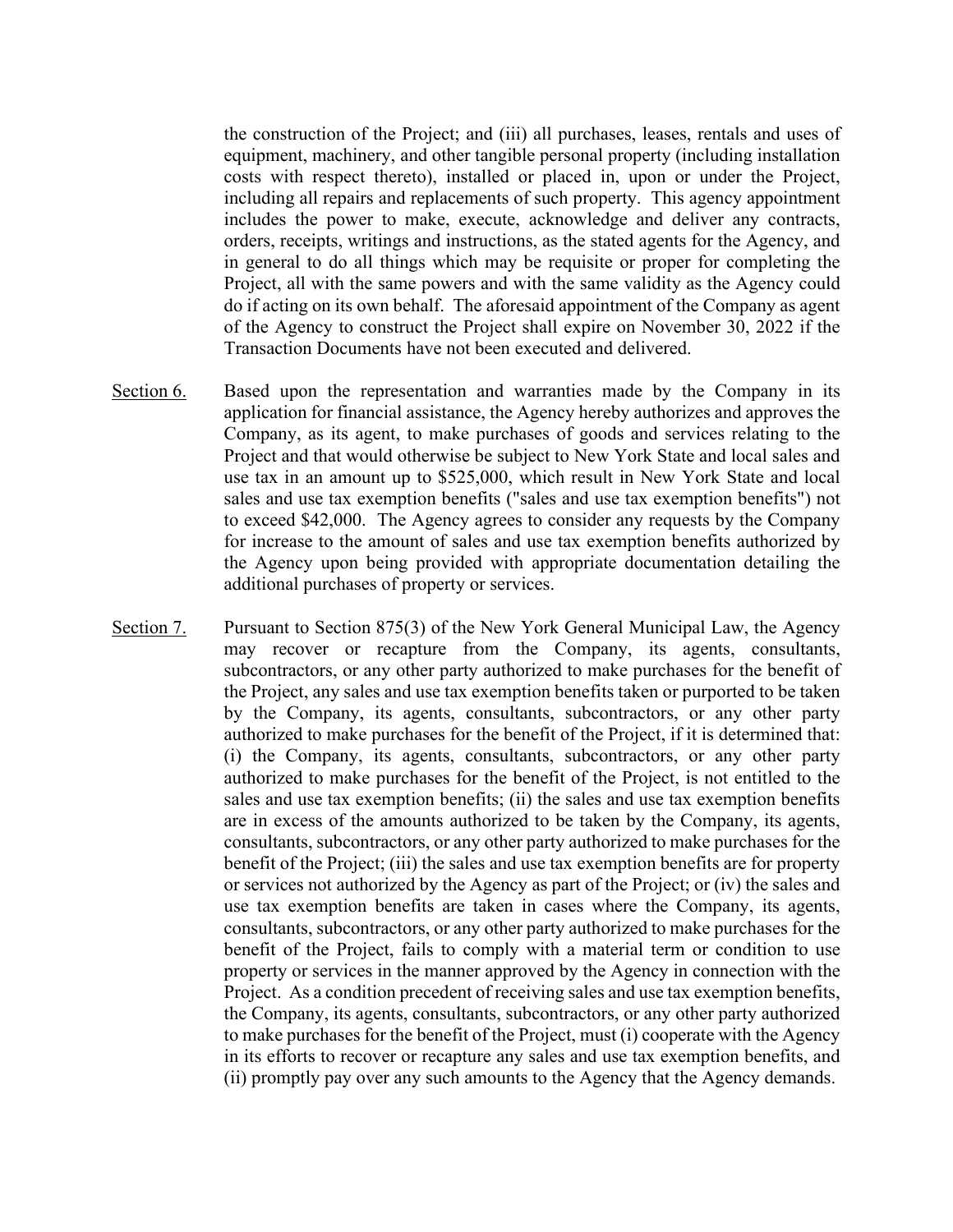the construction of the Project; and (iii) all purchases, leases, rentals and uses of equipment, machinery, and other tangible personal property (including installation costs with respect thereto), installed or placed in, upon or under the Project, including all repairs and replacements of such property. This agency appointment includes the power to make, execute, acknowledge and deliver any contracts, orders, receipts, writings and instructions, as the stated agents for the Agency, and in general to do all things which may be requisite or proper for completing the Project, all with the same powers and with the same validity as the Agency could do if acting on its own behalf. The aforesaid appointment of the Company as agent of the Agency to construct the Project shall expire on November 30, 2022 if the Transaction Documents have not been executed and delivered.

Section 6. Based upon the representation and warranties made by the Company in its application for financial assistance, the Agency hereby authorizes and approves the Company, as its agent, to make purchases of goods and services relating to the Project and that would otherwise be subject to New York State and local sales and use tax in an amount up to $525,000, which result in New York State and local sales and use tax exemption benefits ("sales and use tax exemption benefits") not to exceed $42,000. The Agency agrees to consider any requests by the Company for increase to the amount of sales and use tax exemption benefits authorized by the Agency upon being provided with appropriate documentation detailing the additional purchases of property or services.

Section 7. Pursuant to Section 875(3) of the New York General Municipal Law, the Agency may recover or recapture from the Company, its agents, consultants, subcontractors, or any other party authorized to make purchases for the benefit of the Project, any sales and use tax exemption benefits taken or purported to be taken by the Company, its agents, consultants, subcontractors, or any other party authorized to make purchases for the benefit of the Project, if it is determined that: (i) the Company, its agents, consultants, subcontractors, or any other party authorized to make purchases for the benefit of the Project, is not entitled to the sales and use tax exemption benefits; (ii) the sales and use tax exemption benefits are in excess of the amounts authorized to be taken by the Company, its agents, consultants, subcontractors, or any other party authorized to make purchases for the benefit of the Project; (iii) the sales and use tax exemption benefits are for property or services not authorized by the Agency as part of the Project; or (iv) the sales and use tax exemption benefits are taken in cases where the Company, its agents, consultants, subcontractors, or any other party authorized to make purchases for the benefit of the Project, fails to comply with a material term or condition to use property or services in the manner approved by the Agency in connection with the Project. As a condition precedent of receiving sales and use tax exemption benefits, the Company, its agents, consultants, subcontractors, or any other party authorized to make purchases for the benefit of the Project, must (i) cooperate with the Agency in its efforts to recover or recapture any sales and use tax exemption benefits, and (ii) promptly pay over any such amounts to the Agency that the Agency demands.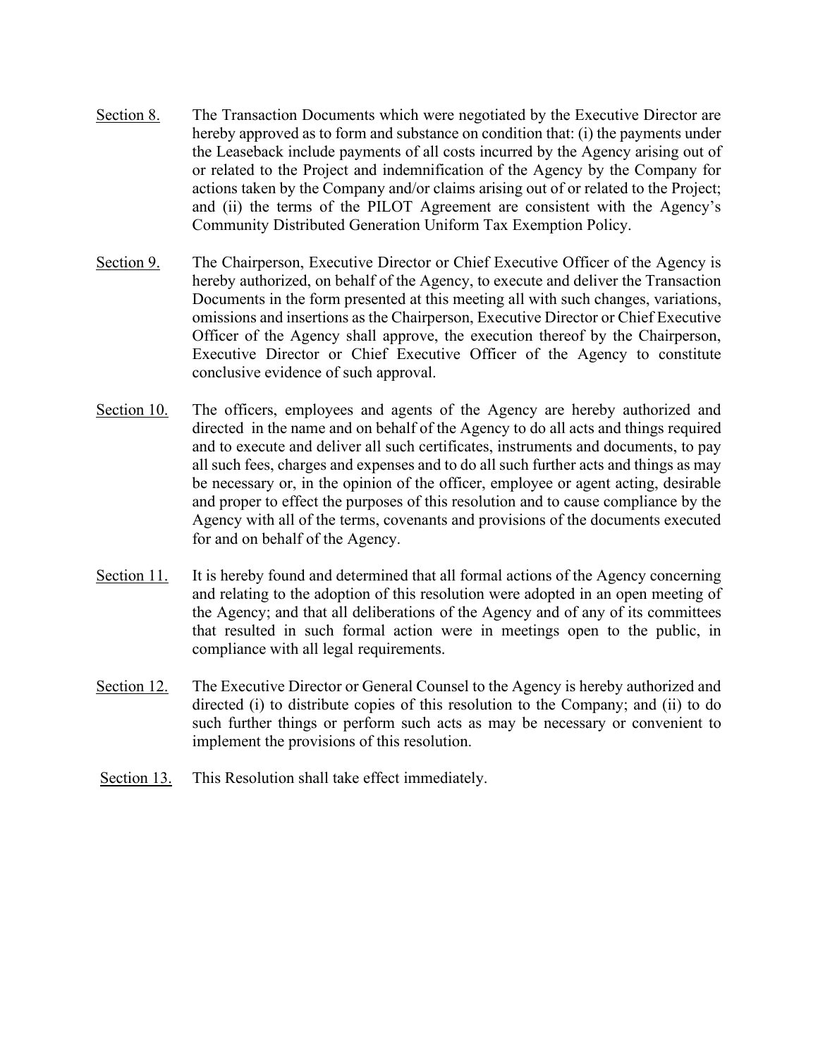<u>Section 8.</u> The Transaction Documents which were negotiated by the Executive Director are hereby approved as to form and substance on condition that: (i) the payments under the Leaseback include payments of all costs incurred by the Agency arising out of or related to the Project and indemnification of the Agency by the Company for actions taken by the Company and/or claims arising out of or related to the Project; and (ii) the terms of the PILOT Agreement are consistent with the Agency's Community Distributed Generation Uniform Tax Exemption Policy.

<u>Section 9.</u> The Chairperson, Executive Director or Chief Executive Officer of the Agency is hereby authorized, on behalf of the Agency, to execute and deliver the Transaction Documents in the form presented at this meeting all with such changes, variations, omissions and insertions as the Chairperson, Executive Director or Chief Executive Officer of the Agency shall approve, the execution thereof by the Chairperson, Executive Director or Chief Executive Officer of the Agency to constitute conclusive evidence of such approval.

<u>Section 10.</u> The officers, employees and agents of the Agency are hereby authorized and directed in the name and on behalf of the Agency to do all acts and things required and to execute and deliver all such certificates, instruments and documents, to pay all such fees, charges and expenses and to do all such further acts and things as may be necessary or, in the opinion of the officer, employee or agent acting, desirable and proper to effect the purposes of this resolution and to cause compliance by the Agency with all of the terms, covenants and provisions of the documents executed for and on behalf of the Agency.

<u>Section 11.</u> It is hereby found and determined that all formal actions of the Agency concerning and relating to the adoption of this resolution were adopted in an open meeting of the Agency; and that all deliberations of the Agency and of any of its committees that resulted in such formal action were in meetings open to the public, in compliance with all legal requirements.

<u>Section 12.</u> The Executive Director or General Counsel to the Agency is hereby authorized and directed (i) to distribute copies of this resolution to the Company; and (ii) to do such further things or perform such acts as may be necessary or convenient to implement the provisions of this resolution.

<u>Section 13.</u> This Resolution shall take effect immediately.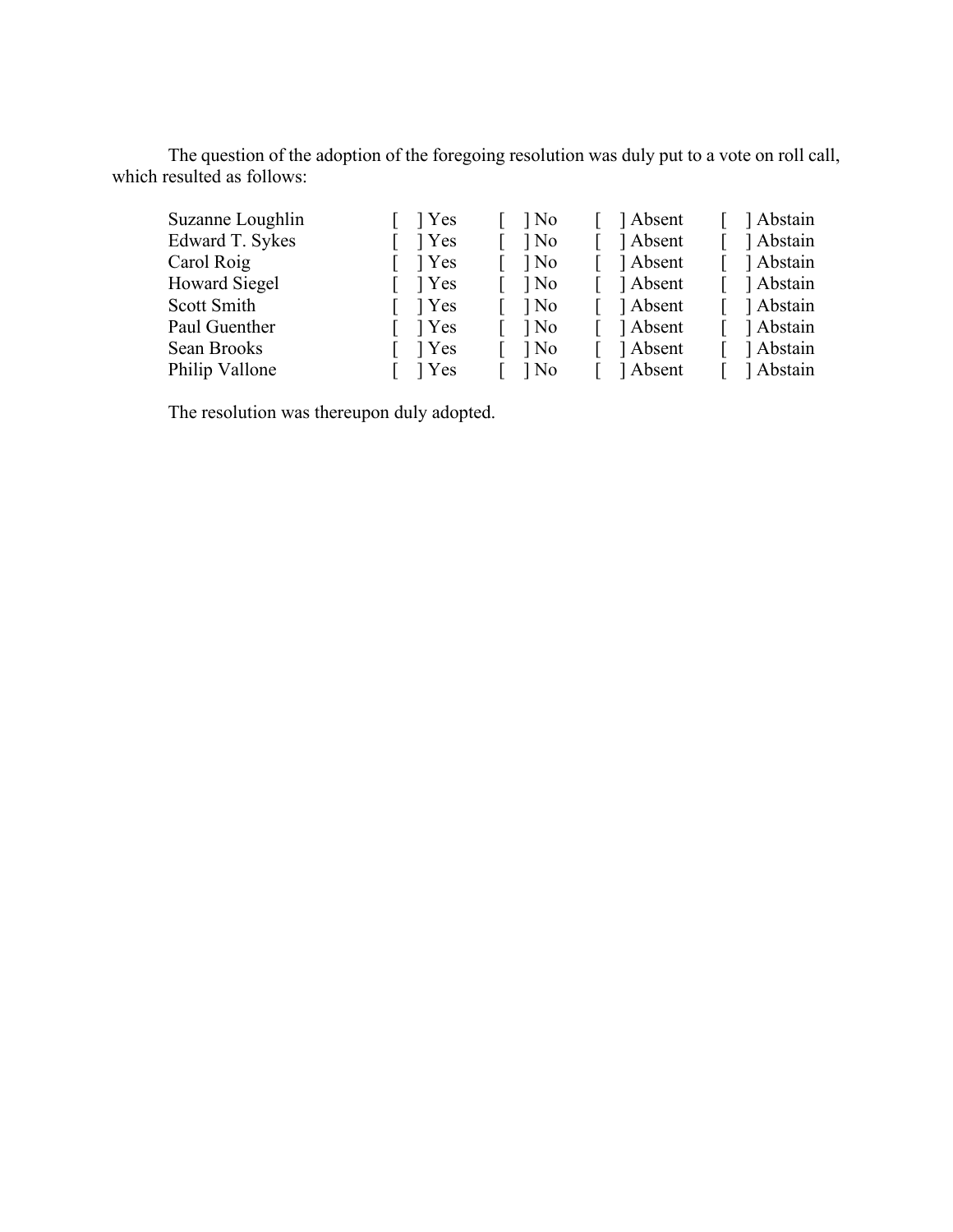The question of the adoption of the foregoing resolution was duly put to a vote on roll call, which resulted as follows:

| | | | | |
|---|---|---|---|---|
| Suzanne Loughlin | [ ] Yes | [ ] No | [ ] Absent | [ ] Abstain |
| Edward T. Sykes | [ ] Yes | [ ] No | [ ] Absent | [ ] Abstain |
| Carol Roig | [ ] Yes | [ ] No | [ ] Absent | [ ] Abstain |
| Howard Siegel | [ ] Yes | [ ] No | [ ] Absent | [ ] Abstain |
| Scott Smith | [ ] Yes | [ ] No | [ ] Absent | [ ] Abstain |
| Paul Guenther | [ ] Yes | [ ] No | [ ] Absent | [ ] Abstain |
| Sean Brooks | [ ] Yes | [ ] No | [ ] Absent | [ ] Abstain |
| Philip Vallone | [ ] Yes | [ ] No | [ ] Absent | [ ] Abstain |

The resolution was thereupon duly adopted.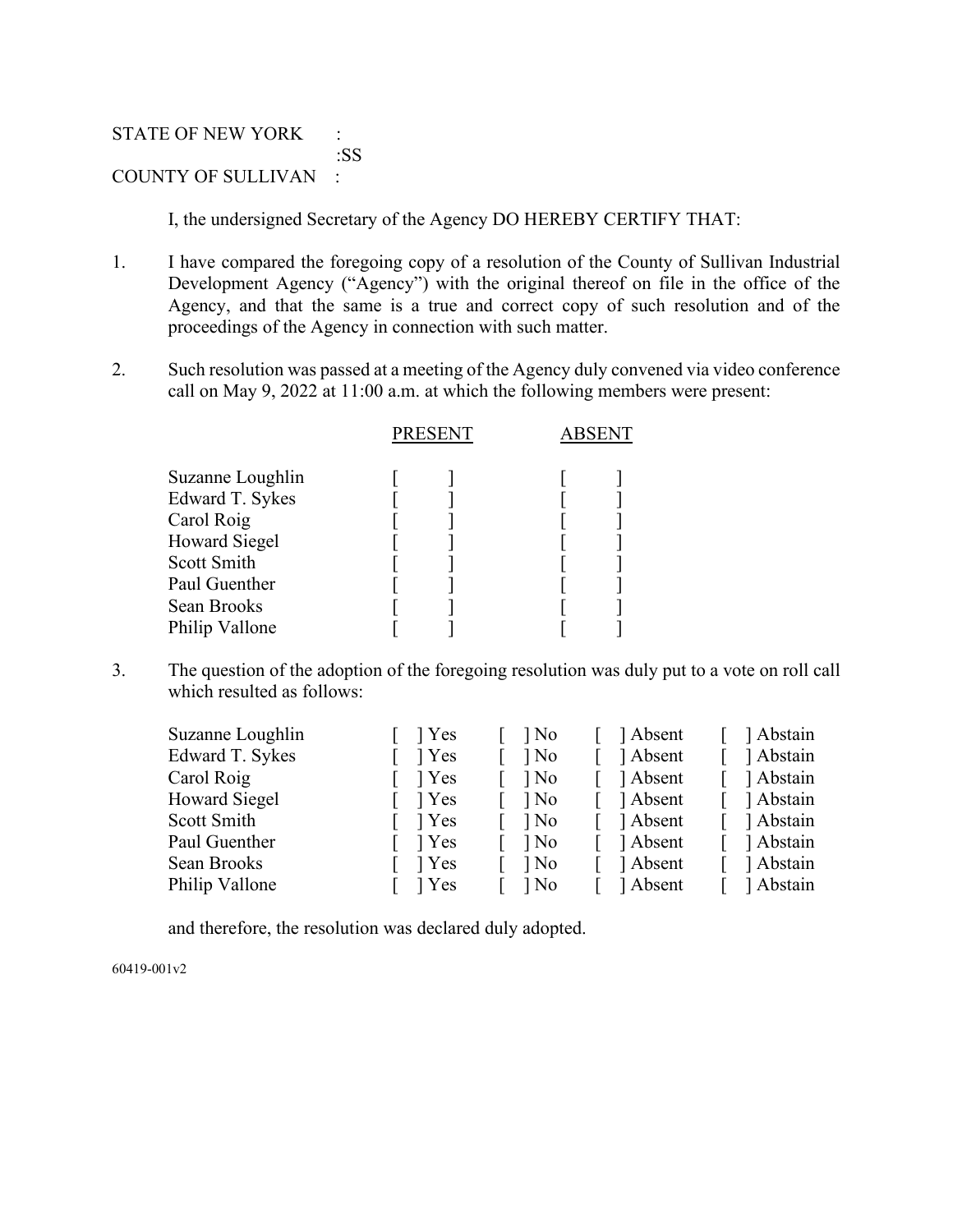STATE OF NEW YORK :
:SS
COUNTY OF SULLIVAN :

I, the undersigned Secretary of the Agency DO HEREBY CERTIFY THAT:

1. I have compared the foregoing copy of a resolution of the County of Sullivan Industrial Development Agency ("Agency") with the original thereof on file in the office of the Agency, and that the same is a true and correct copy of such resolution and of the proceedings of the Agency in connection with such matter.

2. Such resolution was passed at a meeting of the Agency duly convened via video conference call on May 9, 2022 at 11:00 a.m. at which the following members were present:

| | PRESENT | ABSENT |
|---|---|---|
| Suzanne Loughlin | [ ] | [ ] |
| Edward T. Sykes | [ ] | [ ] |
| Carol Roig | [ ] | [ ] |
| Howard Siegel | [ ] | [ ] |
| Scott Smith | [ ] | [ ] |
| Paul Guenther | [ ] | [ ] |
| Sean Brooks | [ ] | [ ] |
| Philip Vallone | [ ] | [ ] |

3. The question of the adoption of the foregoing resolution was duly put to a vote on roll call which resulted as follows:

| | | | | |
|---|---|---|---|---|
| Suzanne Loughlin | [ ] Yes | [ ] No | [ ] Absent | [ ] Abstain |
| Edward T. Sykes | [ ] Yes | [ ] No | [ ] Absent | [ ] Abstain |
| Carol Roig | [ ] Yes | [ ] No | [ ] Absent | [ ] Abstain |
| Howard Siegel | [ ] Yes | [ ] No | [ ] Absent | [ ] Abstain |
| Scott Smith | [ ] Yes | [ ] No | [ ] Absent | [ ] Abstain |
| Paul Guenther | [ ] Yes | [ ] No | [ ] Absent | [ ] Abstain |
| Sean Brooks | [ ] Yes | [ ] No | [ ] Absent | [ ] Abstain |
| Philip Vallone | [ ] Yes | [ ] No | [ ] Absent | [ ] Abstain |

and therefore, the resolution was declared duly adopted.

60419-001v2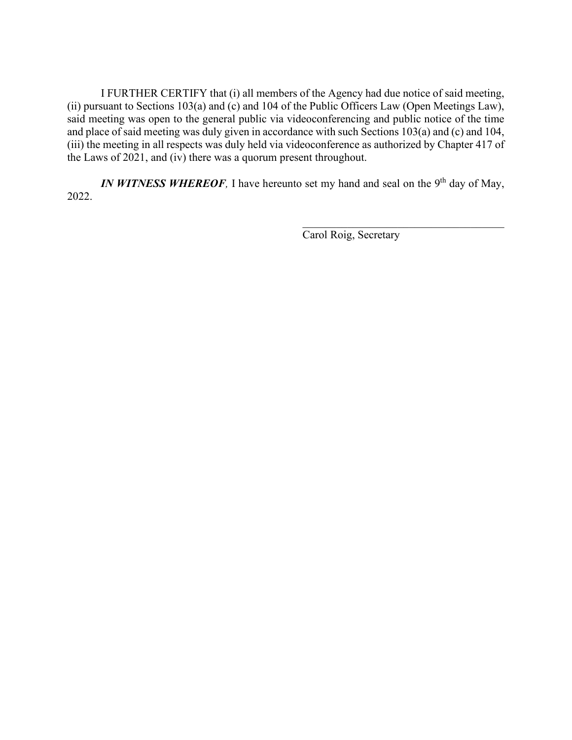I FURTHER CERTIFY that (i) all members of the Agency had due notice of said meeting, (ii) pursuant to Sections 103(a) and (c) and 104 of the Public Officers Law (Open Meetings Law), said meeting was open to the general public via videoconferencing and public notice of the time and place of said meeting was duly given in accordance with such Sections 103(a) and (c) and 104, (iii) the meeting in all respects was duly held via videoconference as authorized by Chapter 417 of the Laws of 2021, and (iv) there was a quorum present throughout.

***IN WITNESS WHEREOF,*** I have hereunto set my hand and seal on the 9th day of May, 2022.

_______________________________________
Carol Roig, Secretary